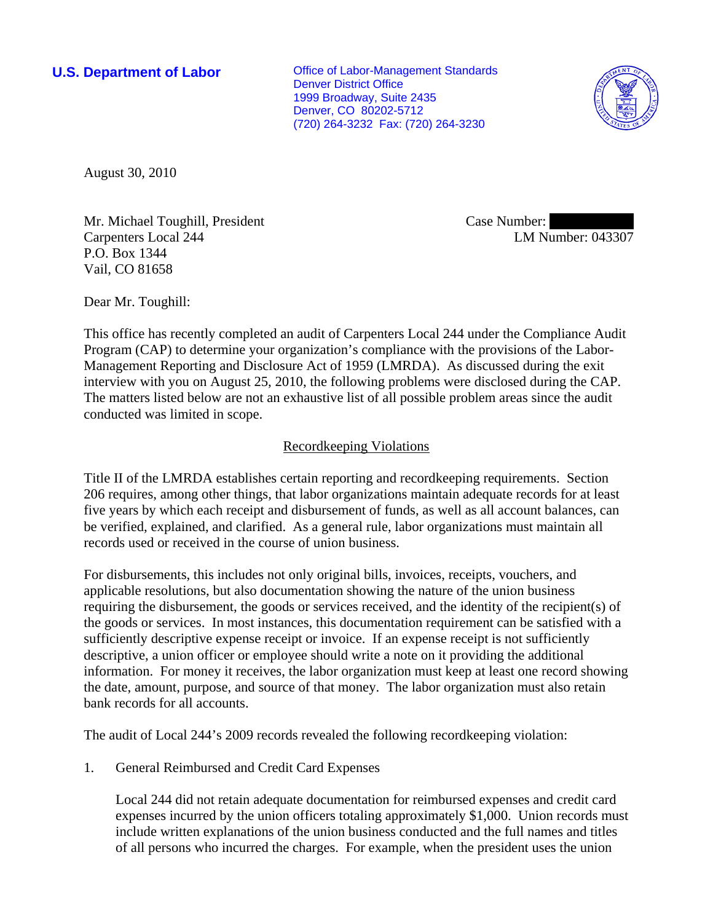**U.S. Department of Labor**

Office of Labor-Management Standards
Denver District Office
1999 Broadway, Suite 2435
Denver, CO 80202-5712
(720) 264-3232 Fax: (720) 264-3230

August 30, 2010

Mr. Michael Toughill, President
Carpenters Local 244
P.O. Box 1344
Vail, CO 81658

Case Number:
LM Number: 043307

Dear Mr. Toughill:

This office has recently completed an audit of Carpenters Local 244 under the Compliance Audit Program (CAP) to determine your organization's compliance with the provisions of the Labor-Management Reporting and Disclosure Act of 1959 (LMRDA). As discussed during the exit interview with you on August 25, 2010, the following problems were disclosed during the CAP. The matters listed below are not an exhaustive list of all possible problem areas since the audit conducted was limited in scope.

## Recordkeeping Violations

Title II of the LMRDA establishes certain reporting and recordkeeping requirements. Section 206 requires, among other things, that labor organizations maintain adequate records for at least five years by which each receipt and disbursement of funds, as well as all account balances, can be verified, explained, and clarified. As a general rule, labor organizations must maintain all records used or received in the course of union business.

For disbursements, this includes not only original bills, invoices, receipts, vouchers, and applicable resolutions, but also documentation showing the nature of the union business requiring the disbursement, the goods or services received, and the identity of the recipient(s) of the goods or services. In most instances, this documentation requirement can be satisfied with a sufficiently descriptive expense receipt or invoice. If an expense receipt is not sufficiently descriptive, a union officer or employee should write a note on it providing the additional information. For money it receives, the labor organization must keep at least one record showing the date, amount, purpose, and source of that money. The labor organization must also retain bank records for all accounts.

The audit of Local 244's 2009 records revealed the following recordkeeping violation:

1. General Reimbursed and Credit Card Expenses

   Local 244 did not retain adequate documentation for reimbursed expenses and credit card expenses incurred by the union officers totaling approximately $1,000. Union records must include written explanations of the union business conducted and the full names and titles of all persons who incurred the charges. For example, when the president uses the union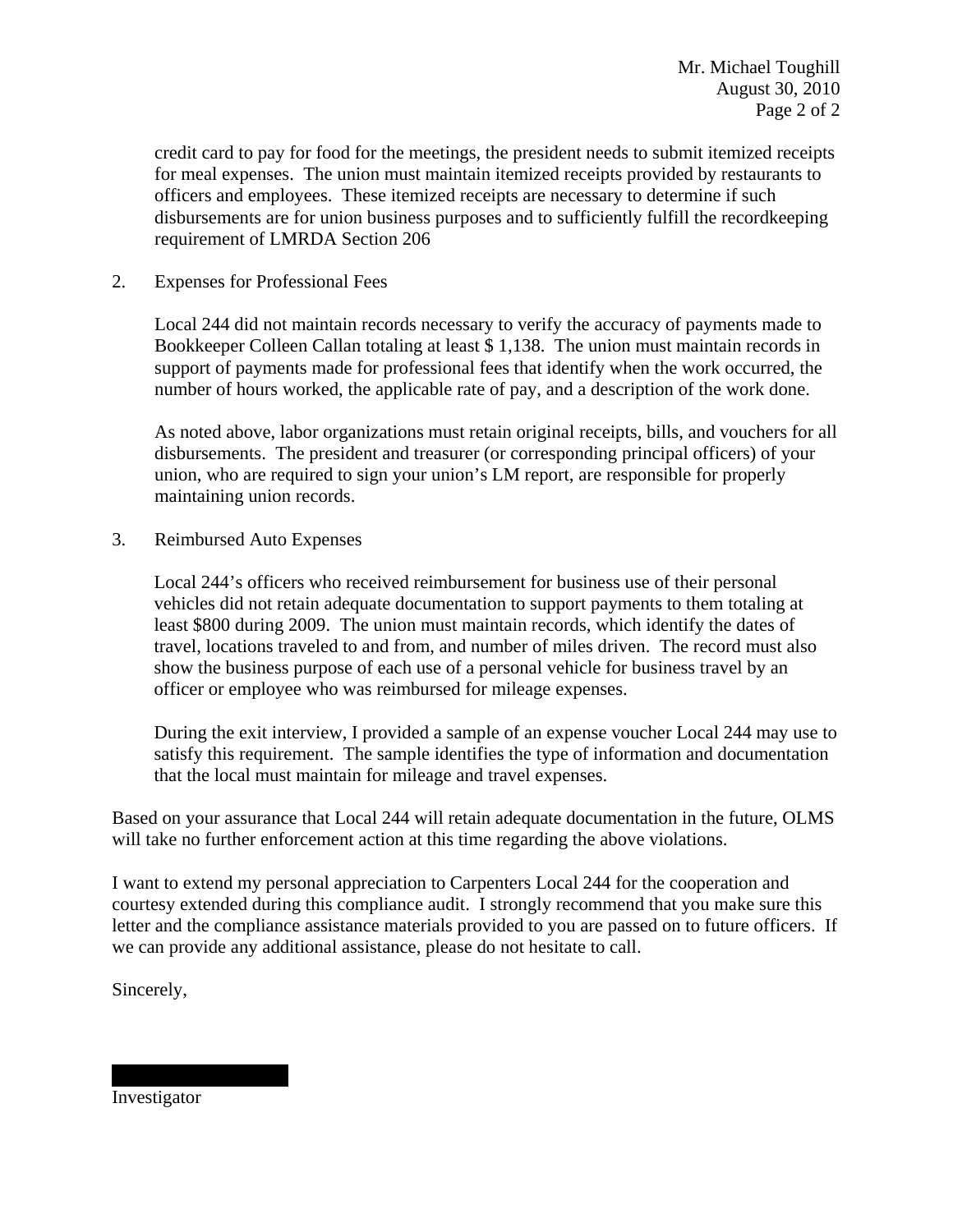credit card to pay for food for the meetings, the president needs to submit itemized receipts for meal expenses. The union must maintain itemized receipts provided by restaurants to officers and employees. These itemized receipts are necessary to determine if such disbursements are for union business purposes and to sufficiently fulfill the recordkeeping requirement of LMRDA Section 206

2. Expenses for Professional Fees

   Local 244 did not maintain records necessary to verify the accuracy of payments made to Bookkeeper Colleen Callan totaling at least $ 1,138. The union must maintain records in support of payments made for professional fees that identify when the work occurred, the number of hours worked, the applicable rate of pay, and a description of the work done.

   As noted above, labor organizations must retain original receipts, bills, and vouchers for all disbursements. The president and treasurer (or corresponding principal officers) of your union, who are required to sign your union's LM report, are responsible for properly maintaining union records.

3. Reimbursed Auto Expenses

   Local 244's officers who received reimbursement for business use of their personal vehicles did not retain adequate documentation to support payments to them totaling at least $800 during 2009. The union must maintain records, which identify the dates of travel, locations traveled to and from, and number of miles driven. The record must also show the business purpose of each use of a personal vehicle for business travel by an officer or employee who was reimbursed for mileage expenses.

   During the exit interview, I provided a sample of an expense voucher Local 244 may use to satisfy this requirement. The sample identifies the type of information and documentation that the local must maintain for mileage and travel expenses.

Based on your assurance that Local 244 will retain adequate documentation in the future, OLMS will take no further enforcement action at this time regarding the above violations.

I want to extend my personal appreciation to Carpenters Local 244 for the cooperation and courtesy extended during this compliance audit. I strongly recommend that you make sure this letter and the compliance assistance materials provided to you are passed on to future officers. If we can provide any additional assistance, please do not hesitate to call.

Sincerely,

Investigator